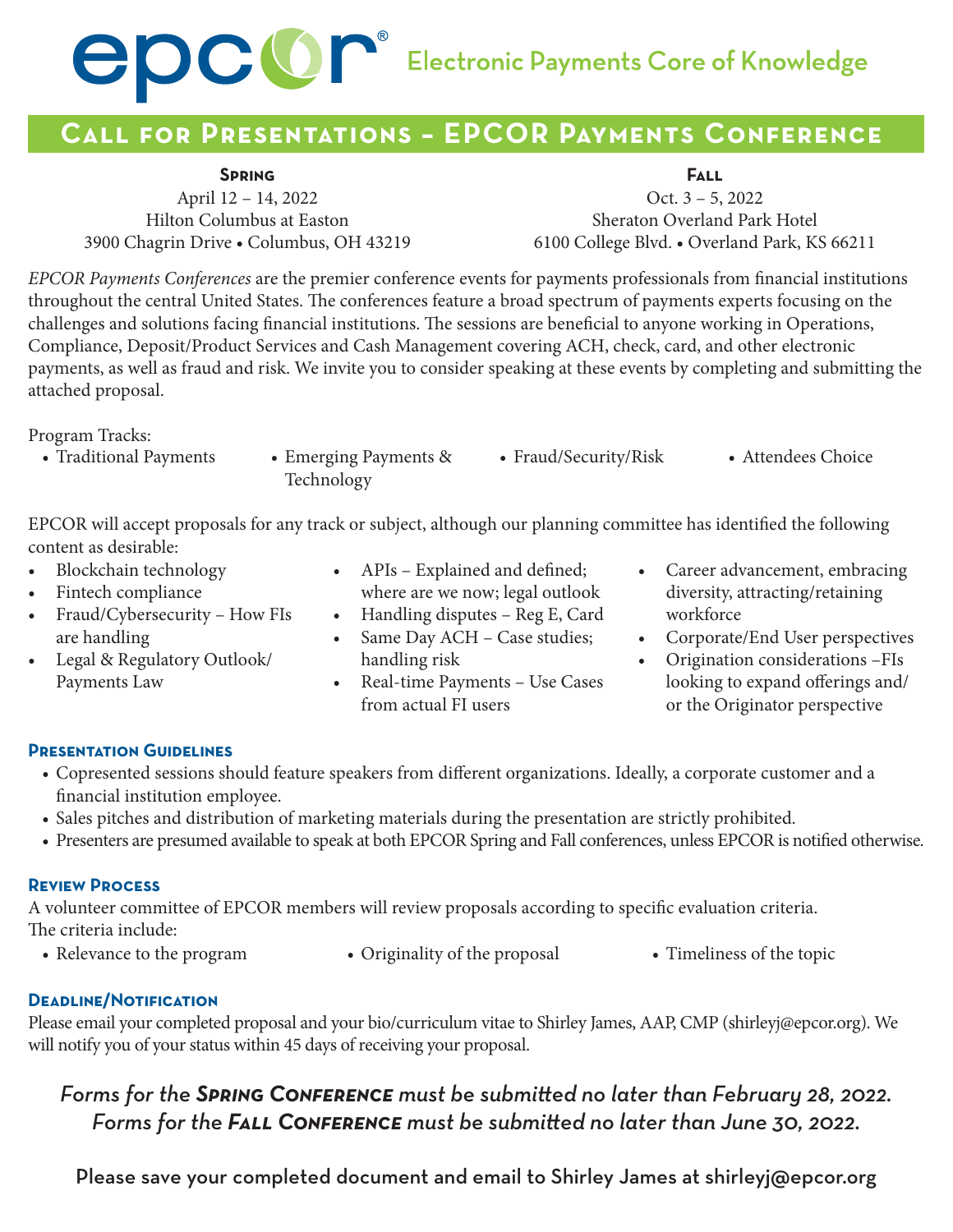# epcor® Electronic Payments Core of Knowledge

## Call for Presentations – EPCOR Payments Conference

**Spring**
April 12 – 14, 2022
Hilton Columbus at Easton
3900 Chagrin Drive • Columbus, OH 43219

**Fall**
Oct. 3 – 5, 2022
Sheraton Overland Park Hotel
6100 College Blvd. • Overland Park, KS 66211

*EPCOR Payments Conferences* are the premier conference events for payments professionals from financial institutions throughout the central United States. The conferences feature a broad spectrum of payments experts focusing on the challenges and solutions facing financial institutions. The sessions are beneficial to anyone working in Operations, Compliance, Deposit/Product Services and Cash Management covering ACH, check, card, and other electronic payments, as well as fraud and risk. We invite you to consider speaking at these events by completing and submitting the attached proposal.

Program Tracks:

- Traditional Payments
- Emerging Payments & Technology
- Fraud/Security/Risk
- Attendees Choice

EPCOR will accept proposals for any track or subject, although our planning committee has identified the following content as desirable:

- Blockchain technology
- Fintech compliance
- Fraud/Cybersecurity – How FIs are handling
- Legal & Regulatory Outlook/ Payments Law
- APIs – Explained and defined; where are we now; legal outlook
- Handling disputes – Reg E, Card
- Same Day ACH – Case studies; handling risk
- Real-time Payments – Use Cases from actual FI users
- Career advancement, embracing diversity, attracting/retaining workforce
- Corporate/End User perspectives
- Origination considerations –FIs looking to expand offerings and/ or the Originator perspective

### Presentation Guidelines

- Copresented sessions should feature speakers from different organizations. Ideally, a corporate customer and a financial institution employee.
- Sales pitches and distribution of marketing materials during the presentation are strictly prohibited.
- Presenters are presumed available to speak at both EPCOR Spring and Fall conferences, unless EPCOR is notified otherwise.

### Review Process

A volunteer committee of EPCOR members will review proposals according to specific evaluation criteria. The criteria include:

- Relevance to the program
- Originality of the proposal
- Timeliness of the topic

### Deadline/Notification

Please email your completed proposal and your bio/curriculum vitae to Shirley James, AAP, CMP (shirleyj@epcor.org). We will notify you of your status within 45 days of receiving your proposal.

*Forms for the **Spring Conference** must be submitted no later than February 28, 2022.*
*Forms for the **Fall Conference** must be submitted no later than June 30, 2022.*

Please save your completed document and email to Shirley James at shirleyj@epcor.org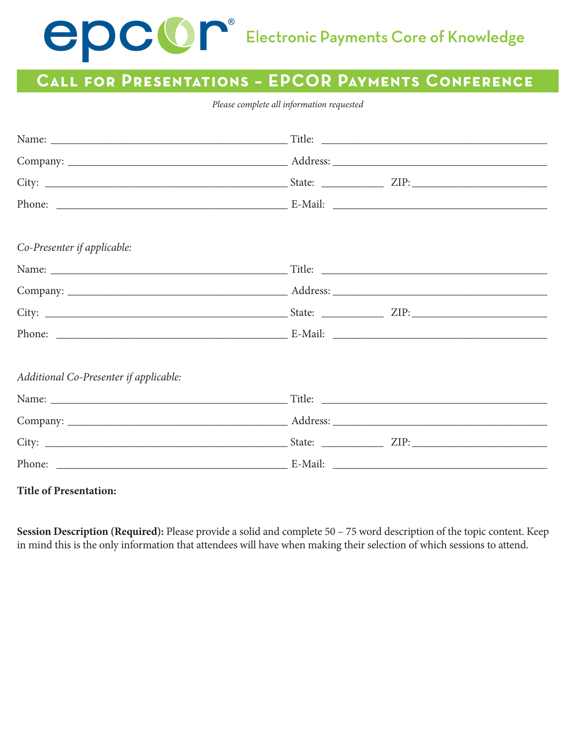epcor® Electronic Payments Core of Knowledge

# Call for Presentations – EPCOR Payments Conference

*Please complete all information requested*

Name: ____________________________________________ Title: ________________________________________

Company: _________________________________________ Address: ______________________________________

City: ____________________________________________ State: ___________ ZIP: _________________________

Phone: ___________________________________________ E-Mail: _______________________________________

*Co-Presenter if applicable:*

Name: ____________________________________________ Title: ________________________________________

Company: _________________________________________ Address: ______________________________________

City: ____________________________________________ State: ___________ ZIP: _________________________

Phone: ___________________________________________ E-Mail: _______________________________________

*Additional Co-Presenter if applicable:*

Name: ____________________________________________ Title: ________________________________________

Company: _________________________________________ Address: ______________________________________

City: ____________________________________________ State: ___________ ZIP: _________________________

Phone: ___________________________________________ E-Mail: _______________________________________

**Title of Presentation:**

**Session Description (Required):** Please provide a solid and complete 50 – 75 word description of the topic content. Keep in mind this is the only information that attendees will have when making their selection of which sessions to attend.